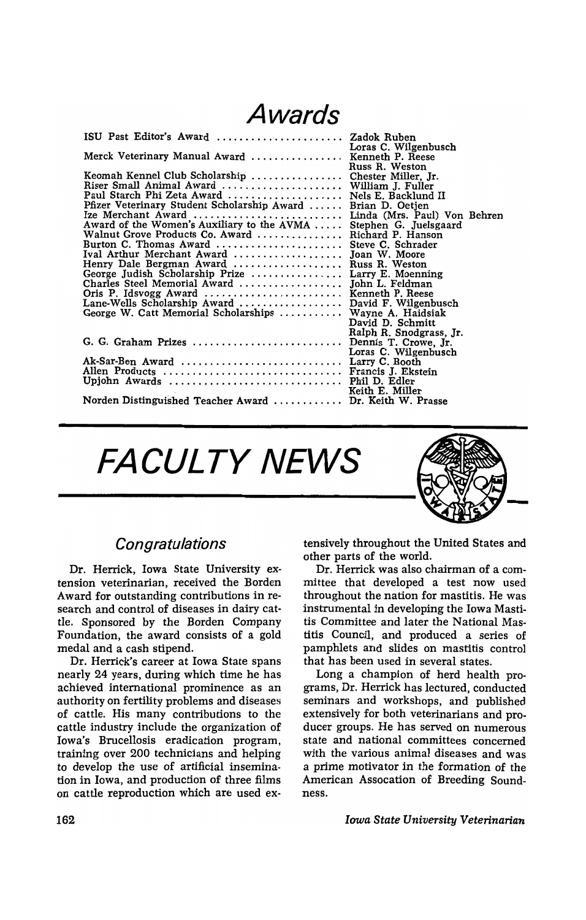# Awards

| Award | Recipient |
|---|---|
| ISU Past Editor's Award | Zadok Ruben |
| | Loras C. Wilgenbusch |
| Merck Veterinary Manual Award | Kenneth P. Reese |
| | Russ R. Weston |
| Keomah Kennel Club Scholarship | Chester Miller, Jr. |
| Riser Small Animal Award | William J. Fuller |
| Paul Starch Phi Zeta Award | Nels E. Backlund II |
| Pfizer Veterinary Student Scholarship Award | Brian D. Oetjen |
| Ize Merchant Award | Linda (Mrs. Paul) Von Behren |
| Award of the Women's Auxiliary to the AVMA | Stephen G. Juelsgaard |
| Walnut Grove Products Co. Award | Richard P. Hanson |
| Burton C. Thomas Award | Steve C. Schrader |
| Ival Arthur Merchant Award | Joan W. Moore |
| Henry Dale Bergman Award | Russ R. Weston |
| George Judish Scholarship Prize | Larry E. Moenning |
| Charles Steel Memorial Award | John L. Feldman |
| Oris P. Idsvogg Award | Kenneth P. Reese |
| Lane-Wells Scholarship Award | David F. Wilgenbusch |
| George W. Catt Memorial Scholarships | Wayne A. Haidsiak |
| | David D. Schmitt |
| | Ralph R. Snodgrass, Jr. |
| G. G. Graham Prizes | Dennis T. Crowe, Jr. |
| | Loras C. Wilgenbusch |
| Ak-Sar-Ben Award | Larry C. Booth |
| Allen Products | Francis J. Ekstein |
| Upjohn Awards | Phil D. Edler |
| | Keith E. Miller |
| Norden Distinguished Teacher Award | Dr. Keith W. Prasse |

# FACULTY NEWS

## *Congratulations*

Dr. Herrick, Iowa State University extension veterinarian, received the Borden Award for outstanding contributions in research and control of diseases in dairy cattle. Sponsored by the Borden Company Foundation, the award consists of a gold medal and a cash stipend.

Dr. Herrick's career at Iowa State spans nearly 24 years, during which time he has achieved international prominence as an authority on fertility problems and diseases of cattle. His many contributions to the cattle industry include the organization of Iowa's Brucellosis eradication program, training over 200 technicians and helping to develop the use of artificial insemination in Iowa, and production of three films on cattle reproduction which are used extensively throughout the United States and other parts of the world.

Dr. Herrick was also chairman of a committee that developed a test now used throughout the nation for mastitis. He was instrumental in developing the Iowa Mastitis Committee and later the National Mastitis Council, and produced a series of pamphlets and slides on mastitis control that has been used in several states.

Long a champion of herd health programs, Dr. Herrick has lectured, conducted seminars and workshops, and published extensively for both veterinarians and producer groups. He has served on numerous state and national committees concerned with the various animal diseases and was a prime motivator in the formation of the American Assocation of Breeding Soundness.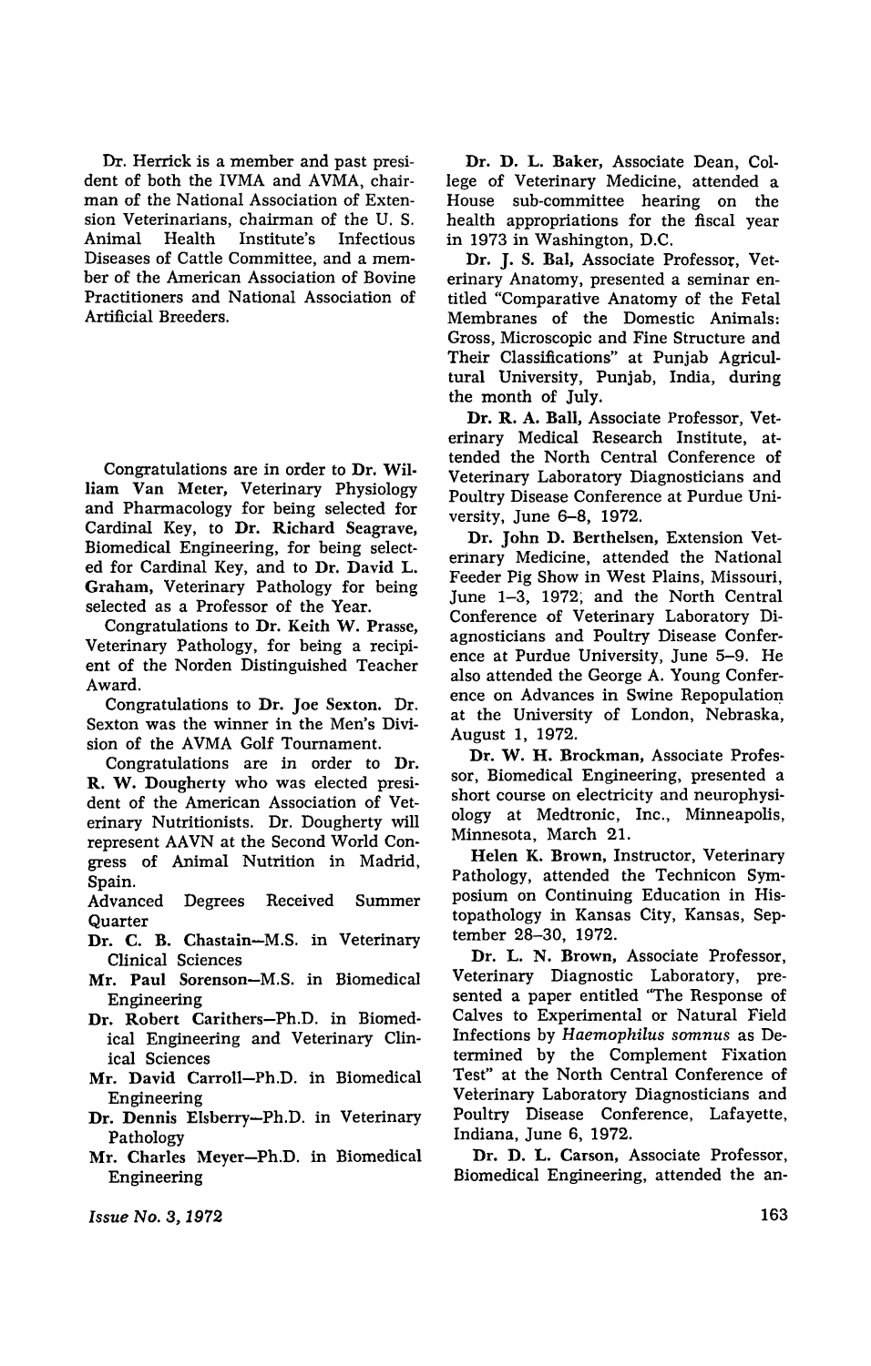Dr. Herrick is a member and past president of both the IVMA and AVMA, chairman of the National Association of Extension Veterinarians, chairman of the U. S. Animal Health Institute's Infectious Diseases of Cattle Committee, and a member of the American Association of Bovine Practitioners and National Association of Artificial Breeders.

Congratulations are in order to **Dr. William Van Meter,** Veterinary Physiology and Pharmacology for being selected for Cardinal Key, to **Dr. Richard Seagrave,** Biomedical Engineering, for being selected for Cardinal Key, and to **Dr. David L. Graham,** Veterinary Pathology for being selected as a Professor of the Year.

Congratulations to **Dr. Keith W. Prasse,** Veterinary Pathology, for being a recipient of the Norden Distinguished Teacher Award.

Congratulations to **Dr. Joe Sexton.** Dr. Sexton was the winner in the Men's Division of the AVMA Golf Tournament.

Congratulations are in order to **Dr. R. W. Dougherty** who was elected president of the American Association of Veterinary Nutritionists. Dr. Dougherty will represent AAVN at the Second World Congress of Animal Nutrition in Madrid, Spain.

Advanced Degrees Received Summer Quarter

- **Dr. C. B. Chastain**—M.S. in Veterinary Clinical Sciences
- **Mr. Paul Sorenson**—M.S. in Biomedical Engineering
- **Dr. Robert Carithers**—Ph.D. in Biomedical Engineering and Veterinary Clinical Sciences
- **Mr. David Carroll**—Ph.D. in Biomedical Engineering
- **Dr. Dennis Elsberry**—Ph.D. in Veterinary Pathology
- **Mr. Charles Meyer**—Ph.D. in Biomedical Engineering

**Dr. D. L. Baker,** Associate Dean, College of Veterinary Medicine, attended a House sub-committee hearing on the health appropriations for the fiscal year in 1973 in Washington, D.C.

**Dr. J. S. Bal,** Associate Professor, Veterinary Anatomy, presented a seminar entitled "Comparative Anatomy of the Fetal Membranes of the Domestic Animals: Gross, Microscopic and Fine Structure and Their Classifications" at Punjab Agricultural University, Punjab, India, during the month of July.

**Dr. R. A. Ball,** Associate Professor, Veterinary Medical Research Institute, attended the North Central Conference of Veterinary Laboratory Diagnosticians and Poultry Disease Conference at Purdue University, June 6–8, 1972.

**Dr. John D. Berthelsen,** Extension Veterinary Medicine, attended the National Feeder Pig Show in West Plains, Missouri, June 1–3, 1972, and the North Central Conference of Veterinary Laboratory Diagnosticians and Poultry Disease Conference at Purdue University, June 5–9. He also attended the George A. Young Conference on Advances in Swine Repopulation at the University of London, Nebraska, August 1, 1972.

**Dr. W. H. Brockman,** Associate Professor, Biomedical Engineering, presented a short course on electricity and neurophysiology at Medtronic, Inc., Minneapolis, Minnesota, March 21.

**Helen K. Brown,** Instructor, Veterinary Pathology, attended the Technicon Symposium on Continuing Education in Histopathology in Kansas City, Kansas, September 28–30, 1972.

**Dr. L. N. Brown,** Associate Professor, Veterinary Diagnostic Laboratory, presented a paper entitled "The Response of Calves to Experimental or Natural Field Infections by *Haemophilus somnus* as Determined by the Complement Fixation Test" at the North Central Conference of Veterinary Laboratory Diagnosticians and Poultry Disease Conference, Lafayette, Indiana, June 6, 1972.

**Dr. D. L. Carson,** Associate Professor, Biomedical Engineering, attended the an-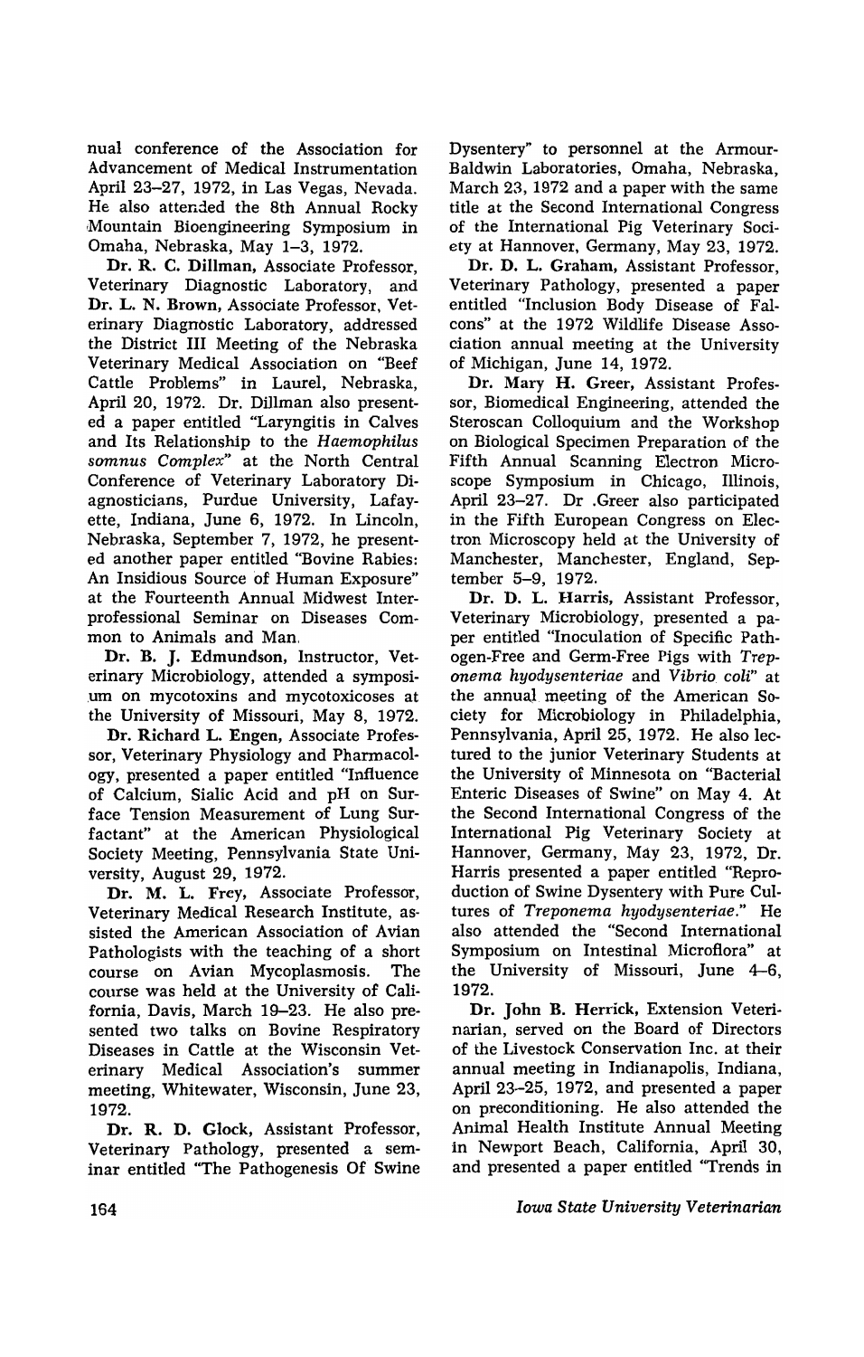nual conference of the Association for Advancement of Medical Instrumentation April 23–27, 1972, in Las Vegas, Nevada. He also attended the 8th Annual Rocky Mountain Bioengineering Symposium in Omaha, Nebraska, May 1–3, 1972.

**Dr. R. C. Dillman**, Associate Professor, Veterinary Diagnostic Laboratory, and **Dr. L. N. Brown**, Associate Professor, Veterinary Diagnostic Laboratory, addressed the District III Meeting of the Nebraska Veterinary Medical Association on "Beef Cattle Problems" in Laurel, Nebraska, April 20, 1972. Dr. Dillman also presented a paper entitled "Laryngitis in Calves and Its Relationship to the *Haemophilus somnus Complex*" at the North Central Conference of Veterinary Laboratory Diagnosticians, Purdue University, Lafayette, Indiana, June 6, 1972. In Lincoln, Nebraska, September 7, 1972, he presented another paper entitled "Bovine Rabies: An Insidious Source of Human Exposure" at the Fourteenth Annual Midwest Interprofessional Seminar on Diseases Common to Animals and Man.

**Dr. B. J. Edmundson**, Instructor, Veterinary Microbiology, attended a symposium on mycotoxins and mycotoxicoses at the University of Missouri, May 8, 1972.

**Dr. Richard L. Engen**, Associate Professor, Veterinary Physiology and Pharmacology, presented a paper entitled "Influence of Calcium, Sialic Acid and pH on Surface Tension Measurement of Lung Surfactant" at the American Physiological Society Meeting, Pennsylvania State University, August 29, 1972.

**Dr. M. L. Frey**, Associate Professor, Veterinary Medical Research Institute, assisted the American Association of Avian Pathologists with the teaching of a short course on Avian Mycoplasmosis. The course was held at the University of California, Davis, March 19–23. He also presented two talks on Bovine Respiratory Diseases in Cattle at the Wisconsin Veterinary Medical Association's summer meeting, Whitewater, Wisconsin, June 23, 1972.

**Dr. R. D. Glock**, Assistant Professor, Veterinary Pathology, presented a seminar entitled "The Pathogenesis Of Swine Dysentery" to personnel at the Armour-Baldwin Laboratories, Omaha, Nebraska, March 23, 1972 and a paper with the same title at the Second International Congress of the International Pig Veterinary Society at Hannover, Germany, May 23, 1972.

**Dr. D. L. Graham**, Assistant Professor, Veterinary Pathology, presented a paper entitled "Inclusion Body Disease of Falcons" at the 1972 Wildlife Disease Association annual meeting at the University of Michigan, June 14, 1972.

**Dr. Mary H. Greer**, Assistant Professor, Biomedical Engineering, attended the Steroscan Colloquium and the Workshop on Biological Specimen Preparation of the Fifth Annual Scanning Electron Microscope Symposium in Chicago, Illinois, April 23–27. Dr .Greer also participated in the Fifth European Congress on Electron Microscopy held at the University of Manchester, Manchester, England, September 5–9, 1972.

**Dr. D. L. Harris**, Assistant Professor, Veterinary Microbiology, presented a paper entitled "Inoculation of Specific Pathogen-Free and Germ-Free Pigs with *Treponema hyodysenteriae* and *Vibrio coli*" at the annual meeting of the American Society for Microbiology in Philadelphia, Pennsylvania, April 25, 1972. He also lectured to the junior Veterinary Students at the University of Minnesota on "Bacterial Enteric Diseases of Swine" on May 4. At the Second International Congress of the International Pig Veterinary Society at Hannover, Germany, May 23, 1972, Dr. Harris presented a paper entitled "Reproduction of Swine Dysentery with Pure Cultures of *Treponema hyodysenteriae*." He also attended the "Second International Symposium on Intestinal Microflora" at the University of Missouri, June 4–6, 1972.

**Dr. John B. Herrick**, Extension Veterinarian, served on the Board of Directors of the Livestock Conservation Inc. at their annual meeting in Indianapolis, Indiana, April 23–25, 1972, and presented a paper on preconditioning. He also attended the Animal Health Institute Annual Meeting in Newport Beach, California, April 30, and presented a paper entitled "Trends in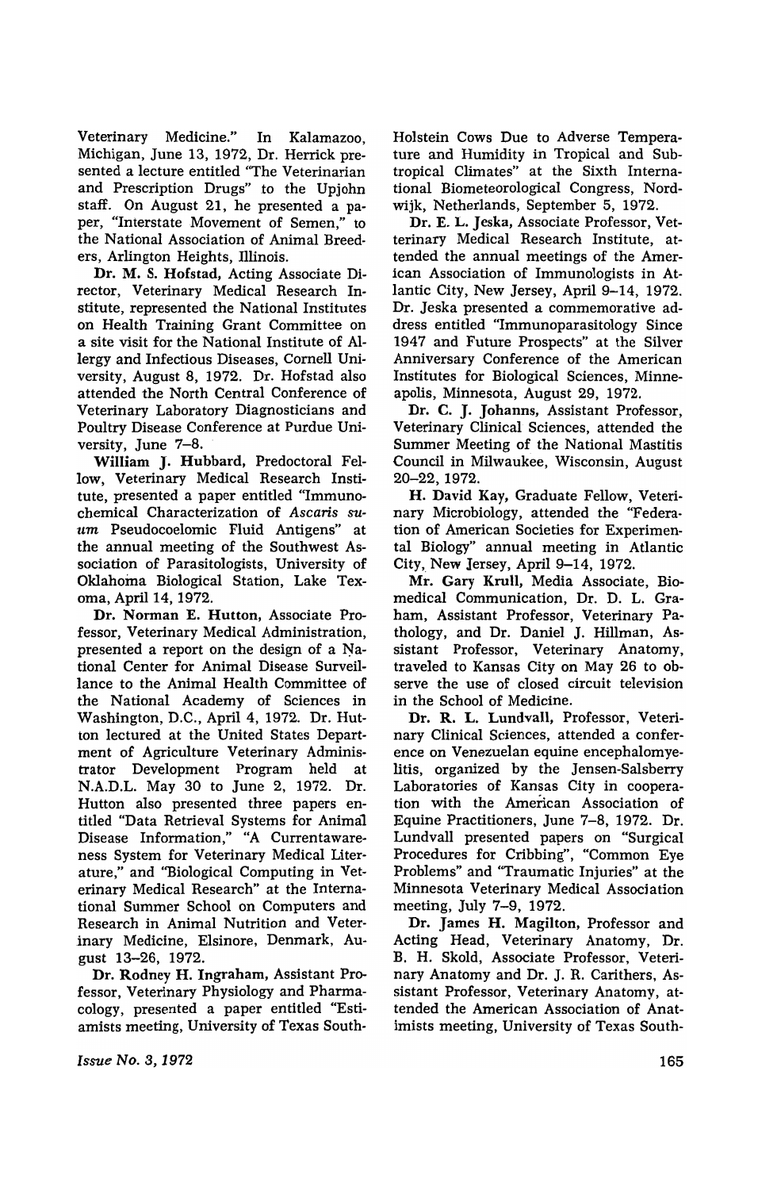Veterinary Medicine." In Kalamazoo, Michigan, June 13, 1972, Dr. Herrick presented a lecture entitled "The Veterinarian and Prescription Drugs" to the Upjohn staff. On August 21, he presented a paper, "Interstate Movement of Semen," to the National Association of Animal Breeders, Arlington Heights, Illinois.

**Dr. M. S. Hofstad**, Acting Associate Director, Veterinary Medical Research Institute, represented the National Institutes on Health Training Grant Committee on a site visit for the National Institute of Allergy and Infectious Diseases, Cornell University, August 8, 1972. Dr. Hofstad also attended the North Central Conference of Veterinary Laboratory Diagnosticians and Poultry Disease Conference at Purdue University, June 7–8.

**William J. Hubbard**, Predoctoral Fellow, Veterinary Medical Research Institute, presented a paper entitled "Immunochemical Characterization of *Ascaris suum* Pseudocoelomic Fluid Antigens" at the annual meeting of the Southwest Association of Parasitologists, University of Oklahoma Biological Station, Lake Texoma, April 14, 1972.

**Dr. Norman E. Hutton**, Associate Professor, Veterinary Medical Administration, presented a report on the design of a National Center for Animal Disease Surveillance to the Animal Health Committee of the National Academy of Sciences in Washington, D.C., April 4, 1972. Dr. Hutton lectured at the United States Department of Agriculture Veterinary Administrator Development Program held at N.A.D.L. May 30 to June 2, 1972. Dr. Hutton also presented three papers entitled "Data Retrieval Systems for Animal Disease Information," "A Currentawareness System for Veterinary Medical Literature," and "Biological Computing in Veterinary Medical Research" at the International Summer School on Computers and Research in Animal Nutrition and Veterinary Medicine, Elsinore, Denmark, August 13–26, 1972.

**Dr. Rodney H. Ingraham**, Assistant Professor, Veterinary Physiology and Pharmacology, presented a paper entitled "Estimated Milk Production Declines in Holstein Cows Due to Adverse Temperature and Humidity in Tropical and Subtropical Climates" at the Sixth International Biometeorological Congress, Nordwijk, Netherlands, September 5, 1972.

**Dr. E. L. Jeska**, Associate Professor, Veterinary Medical Research Institute, attended the annual meetings of the American Association of Immunologists in Atlantic City, New Jersey, April 9–14, 1972. Dr. Jeska presented a commemorative address entitled "Immunoparasitology Since 1947 and Future Prospects" at the Silver Anniversary Conference of the American Institutes for Biological Sciences, Minneapolis, Minnesota, August 29, 1972.

**Dr. C. J. Johanns**, Assistant Professor, Veterinary Clinical Sciences, attended the Summer Meeting of the National Mastitis Council in Milwaukee, Wisconsin, August 20–22, 1972.

**H. David Kay**, Graduate Fellow, Veterinary Microbiology, attended the "Federation of American Societies for Experimental Biology" annual meeting in Atlantic City, New Jersey, April 9–14, 1972.

**Mr. Gary Krull**, Media Associate, Biomedical Communication, Dr. D. L. Graham, Assistant Professor, Veterinary Pathology, and Dr. Daniel J. Hillman, Assistant Professor, Veterinary Anatomy, traveled to Kansas City on May 26 to observe the use of closed circuit television in the School of Medicine.

**Dr. R. L. Lundvall**, Professor, Veterinary Clinical Sciences, attended a conference on Venezuelan equine encephalomyelitis, organized by the Jensen-Salsberry Laboratories of Kansas City in cooperation with the American Association of Equine Practitioners, June 7–8, 1972. Dr. Lundvall presented papers on "Surgical Procedures for Cribbing", "Common Eye Problems" and "Traumatic Injuries" at the Minnesota Veterinary Medical Association meeting, July 7–9, 1972.

**Dr. James H. Magilton**, Professor and Acting Head, Veterinary Anatomy, Dr. B. H. Skold, Associate Professor, Veterinary Anatomy and Dr. J. R. Carithers, Assistant Professor, Veterinary Anatomy, attended the American Association of Anatimists meeting, University of Texas South-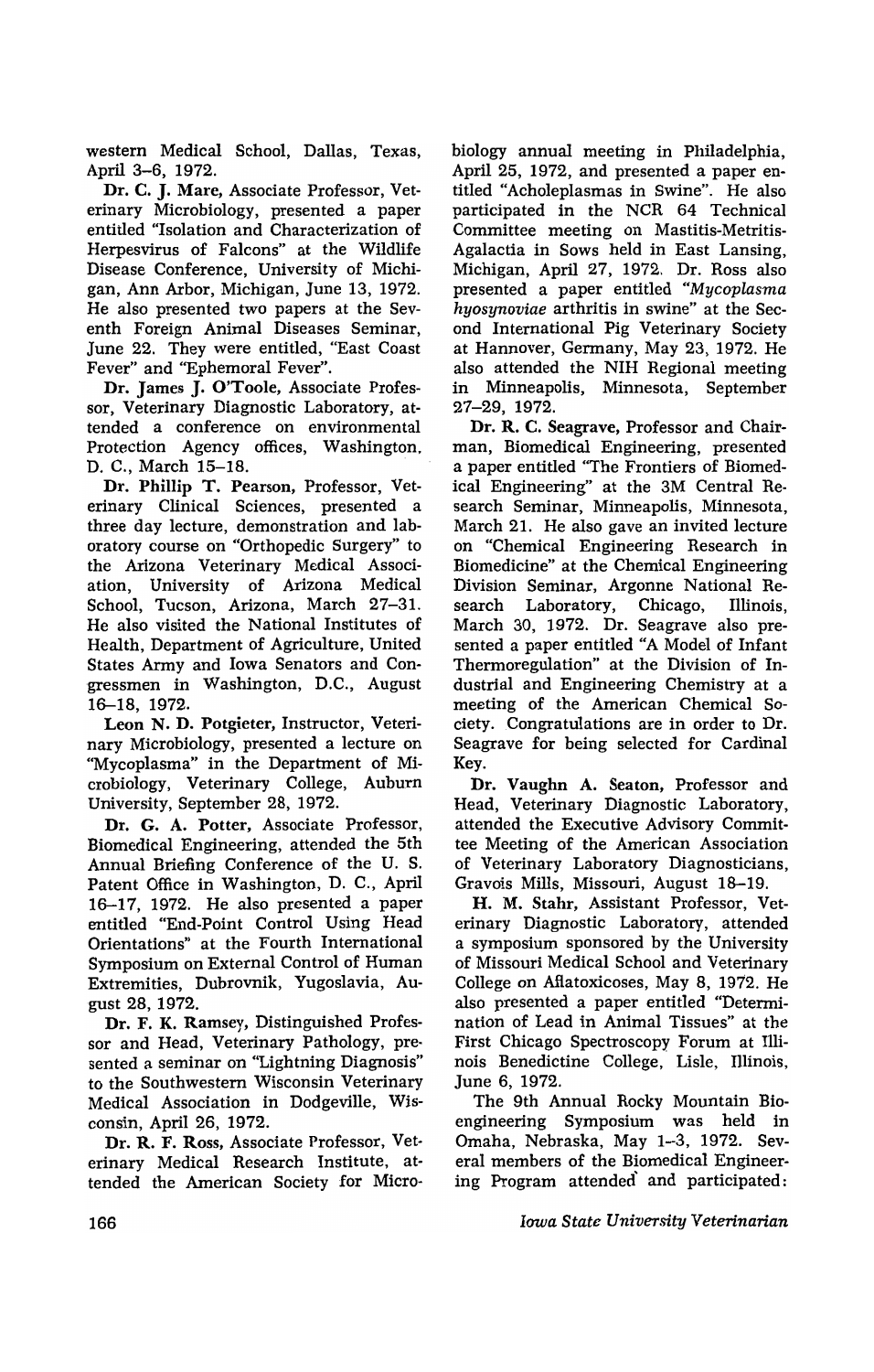western Medical School, Dallas, Texas, April 3–6, 1972.

**Dr. C. J. Mare,** Associate Professor, Veterinary Microbiology, presented a paper entitled "Isolation and Characterization of Herpesvirus of Falcons" at the Wildlife Disease Conference, University of Michigan, Ann Arbor, Michigan, June 13, 1972. He also presented two papers at the Seventh Foreign Animal Diseases Seminar, June 22. They were entitled, "East Coast Fever" and "Ephemoral Fever".

**Dr. James J. O'Toole,** Associate Professor, Veterinary Diagnostic Laboratory, attended a conference on environmental Protection Agency offices, Washington, D. C., March 15–18.

**Dr. Phillip T. Pearson,** Professor, Veterinary Clinical Sciences, presented a three day lecture, demonstration and laboratory course on "Orthopedic Surgery" to the Arizona Veterinary Medical Association, University of Arizona Medical School, Tucson, Arizona, March 27–31. He also visited the National Institutes of Health, Department of Agriculture, United States Army and Iowa Senators and Congressmen in Washington, D.C., August 16–18, 1972.

**Leon N. D. Potgieter,** Instructor, Veterinary Microbiology, presented a lecture on "Mycoplasma" in the Department of Microbiology, Veterinary College, Auburn University, September 28, 1972.

**Dr. G. A. Potter,** Associate Professor, Biomedical Engineering, attended the 5th Annual Briefing Conference of the U. S. Patent Office in Washington, D. C., April 16–17, 1972. He also presented a paper entitled "End-Point Control Using Head Orientations" at the Fourth International Symposium on External Control of Human Extremities, Dubrovnik, Yugoslavia, August 28, 1972.

**Dr. F. K. Ramsey,** Distinguished Professor and Head, Veterinary Pathology, presented a seminar on "Lightning Diagnosis" to the Southwestern Wisconsin Veterinary Medical Association in Dodgeville, Wisconsin, April 26, 1972.

**Dr. R. F. Ross,** Associate Professor, Veterinary Medical Research Institute, attended the American Society for Microbiology annual meeting in Philadelphia, April 25, 1972, and presented a paper entitled "Acholeplasmas in Swine". He also participated in the NCR 64 Technical Committee meeting on Mastitis-Metritis-Agalactia in Sows held in East Lansing, Michigan, April 27, 1972. Dr. Ross also presented a paper entitled "*Mycoplasma hyosynoviae* arthritis in swine" at the Second International Pig Veterinary Society at Hannover, Germany, May 23, 1972. He also attended the NIH Regional meeting in Minneapolis, Minnesota, September 27–29, 1972.

**Dr. R. C. Seagrave,** Professor and Chairman, Biomedical Engineering, presented a paper entitled "The Frontiers of Biomedical Engineering" at the 3M Central Research Seminar, Minneapolis, Minnesota, March 21. He also gave an invited lecture on "Chemical Engineering Research in Biomedicine" at the Chemical Engineering Division Seminar, Argonne National Research Laboratory, Chicago, Illinois, March 30, 1972. Dr. Seagrave also presented a paper entitled "A Model of Infant Thermoregulation" at the Division of Industrial and Engineering Chemistry at a meeting of the American Chemical Society. Congratulations are in order to Dr. Seagrave for being selected for Cardinal Key.

**Dr. Vaughn A. Seaton,** Professor and Head, Veterinary Diagnostic Laboratory, attended the Executive Advisory Committee Meeting of the American Association of Veterinary Laboratory Diagnosticians, Gravois Mills, Missouri, August 18–19.

**H. M. Stahr,** Assistant Professor, Veterinary Diagnostic Laboratory, attended a symposium sponsored by the University of Missouri Medical School and Veterinary College on Aflatoxicoses, May 8, 1972. He also presented a paper entitled "Determination of Lead in Animal Tissues" at the First Chicago Spectroscopy Forum at Illinois Benedictine College, Lisle, Illinois, June 6, 1972.

The 9th Annual Rocky Mountain Bioengineering Symposium was held in Omaha, Nebraska, May 1–3, 1972. Several members of the Biomedical Engineering Program attended and participated: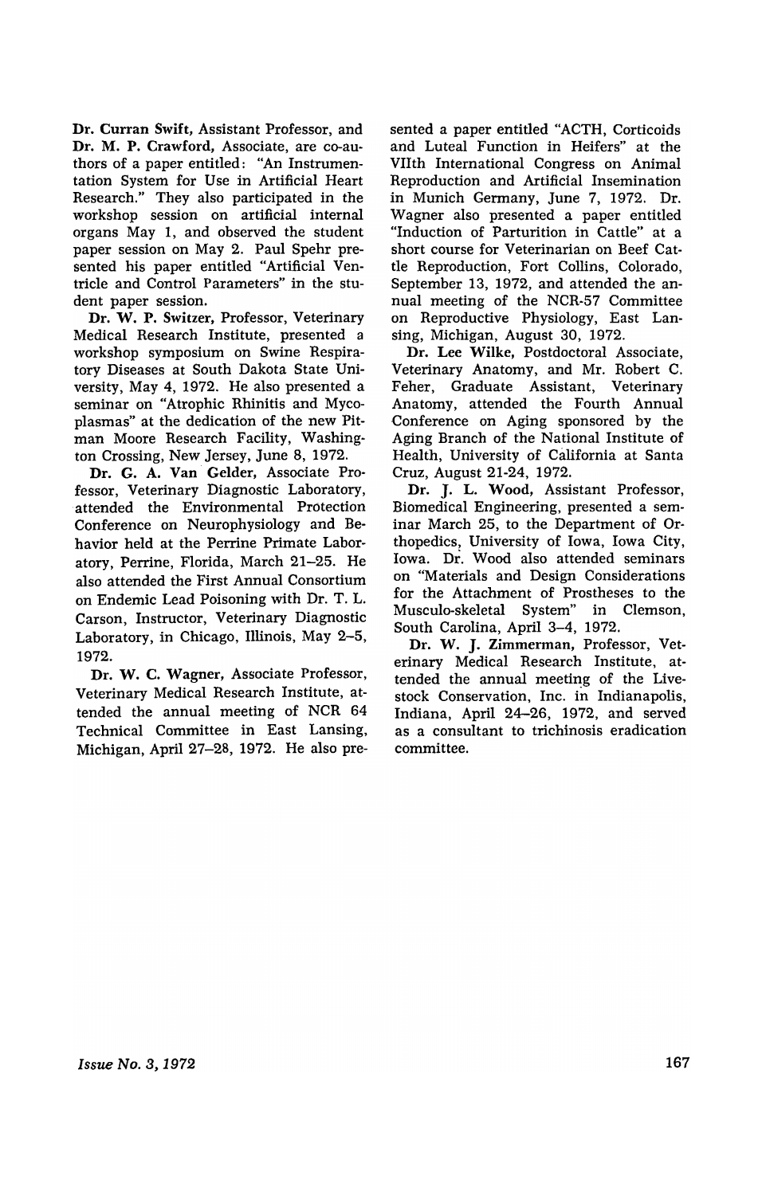**Dr. Curran Swift**, Assistant Professor, and **Dr. M. P. Crawford**, Associate, are co-authors of a paper entitled: "An Instrumentation System for Use in Artificial Heart Research." They also participated in the workshop session on artificial internal organs May 1, and observed the student paper session on May 2. Paul Spehr presented his paper entitled "Artificial Ventricle and Control Parameters" in the student paper session.

**Dr. W. P. Switzer**, Professor, Veterinary Medical Research Institute, presented a workshop symposium on Swine Respiratory Diseases at South Dakota State University, May 4, 1972. He also presented a seminar on "Atrophic Rhinitis and Mycoplasmas" at the dedication of the new Pitman Moore Research Facility, Washington Crossing, New Jersey, June 8, 1972.

**Dr. G. A. Van Gelder**, Associate Professor, Veterinary Diagnostic Laboratory, attended the Environmental Protection Conference on Neurophysiology and Behavior held at the Perrine Primate Laboratory, Perrine, Florida, March 21–25. He also attended the First Annual Consortium on Endemic Lead Poisoning with Dr. T. L. Carson, Instructor, Veterinary Diagnostic Laboratory, in Chicago, Illinois, May 2–5, 1972.

**Dr. W. C. Wagner**, Associate Professor, Veterinary Medical Research Institute, attended the annual meeting of NCR 64 Technical Committee in East Lansing, Michigan, April 27–28, 1972. He also presented a paper entitled "ACTH, Corticoids and Luteal Function in Heifers" at the VIIth International Congress on Animal Reproduction and Artificial Insemination in Munich Germany, June 7, 1972. Dr. Wagner also presented a paper entitled "Induction of Parturition in Cattle" at a short course for Veterinarian on Beef Cattle Reproduction, Fort Collins, Colorado, September 13, 1972, and attended the annual meeting of the NCR-57 Committee on Reproductive Physiology, East Lansing, Michigan, August 30, 1972.

**Dr. Lee Wilke**, Postdoctoral Associate, Veterinary Anatomy, and Mr. Robert C. Feher, Graduate Assistant, Veterinary Anatomy, attended the Fourth Annual Conference on Aging sponsored by the Aging Branch of the National Institute of Health, University of California at Santa Cruz, August 21-24, 1972.

**Dr. J. L. Wood**, Assistant Professor, Biomedical Engineering, presented a seminar March 25, to the Department of Orthopedics, University of Iowa, Iowa City, Iowa. Dr. Wood also attended seminars on "Materials and Design Considerations for the Attachment of Prostheses to the Musculo-skeletal System" in Clemson, South Carolina, April 3–4, 1972.

**Dr. W. J. Zimmerman**, Professor, Veterinary Medical Research Institute, attended the annual meeting of the Livestock Conservation, Inc. in Indianapolis, Indiana, April 24–26, 1972, and served as a consultant to trichinosis eradication committee.